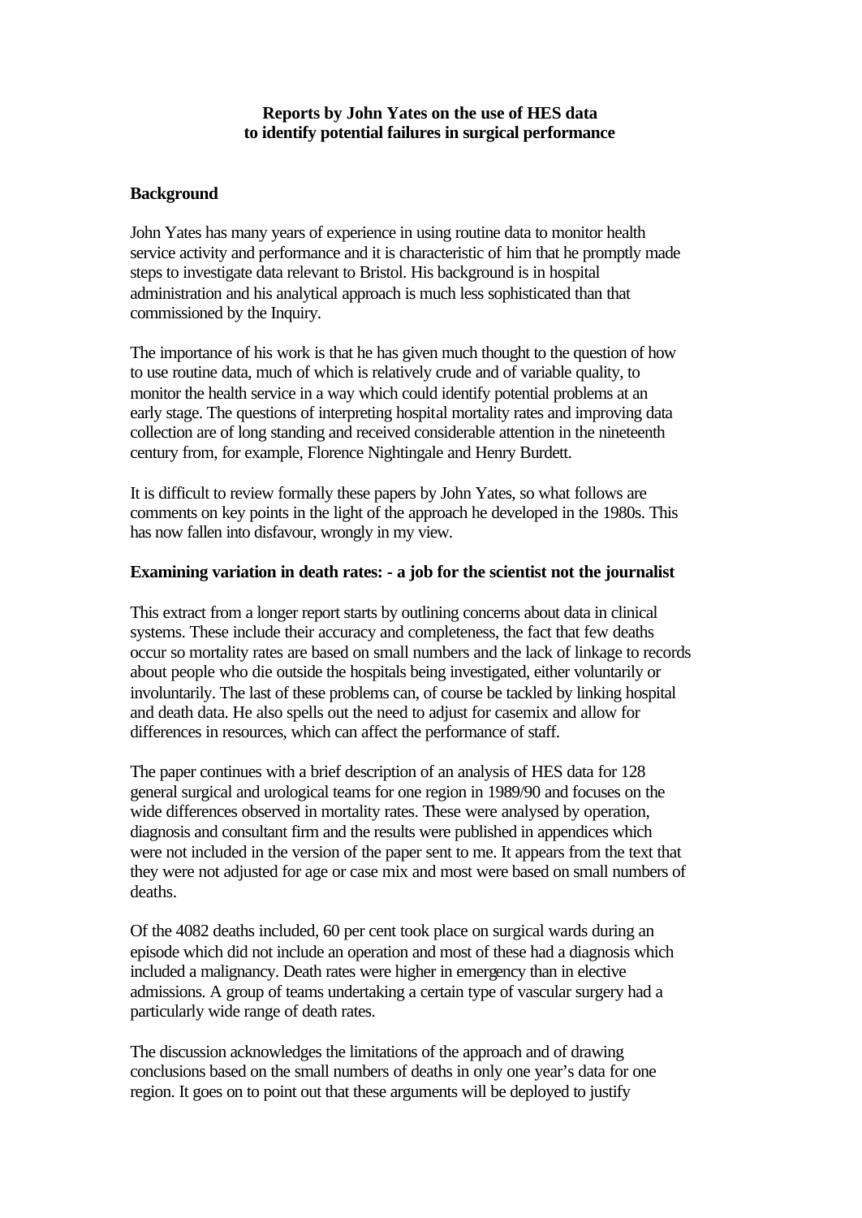**Reports by John Yates on the use of HES data to identify potential failures in surgical performance**

**Background**

John Yates has many years of experience in using routine data to monitor health service activity and performance and it is characteristic of him that he promptly made steps to investigate data relevant to Bristol. His background is in hospital administration and his analytical approach is much less sophisticated than that commissioned by the Inquiry.

The importance of his work is that he has given much thought to the question of how to use routine data, much of which is relatively crude and of variable quality, to monitor the health service in a way which could identify potential problems at an early stage. The questions of interpreting hospital mortality rates and improving data collection are of long standing and received considerable attention in the nineteenth century from, for example, Florence Nightingale and Henry Burdett.

It is difficult to review formally these papers by John Yates, so what follows are comments on key points in the light of the approach he developed in the 1980s. This has now fallen into disfavour, wrongly in my view.

**Examining variation in death rates: - a job for the scientist not the journalist**

This extract from a longer report starts by outlining concerns about data in clinical systems. These include their accuracy and completeness, the fact that few deaths occur so mortality rates are based on small numbers and the lack of linkage to records about people who die outside the hospitals being investigated, either voluntarily or involuntarily. The last of these problems can, of course be tackled by linking hospital and death data. He also spells out the need to adjust for casemix and allow for differences in resources, which can affect the performance of staff.

The paper continues with a brief description of an analysis of HES data for 128 general surgical and urological teams for one region in 1989/90 and focuses on the wide differences observed in mortality rates. These were analysed by operation, diagnosis and consultant firm and the results were published in appendices which were not included in the version of the paper sent to me. It appears from the text that they were not adjusted for age or case mix and most were based on small numbers of deaths.

Of the 4082 deaths included, 60 per cent took place on surgical wards during an episode which did not include an operation and most of these had a diagnosis which included a malignancy. Death rates were higher in emergency than in elective admissions. A group of teams undertaking a certain type of vascular surgery had a particularly wide range of death rates.

The discussion acknowledges the limitations of the approach and of drawing conclusions based on the small numbers of deaths in only one year's data for one region. It goes on to point out that these arguments will be deployed to justify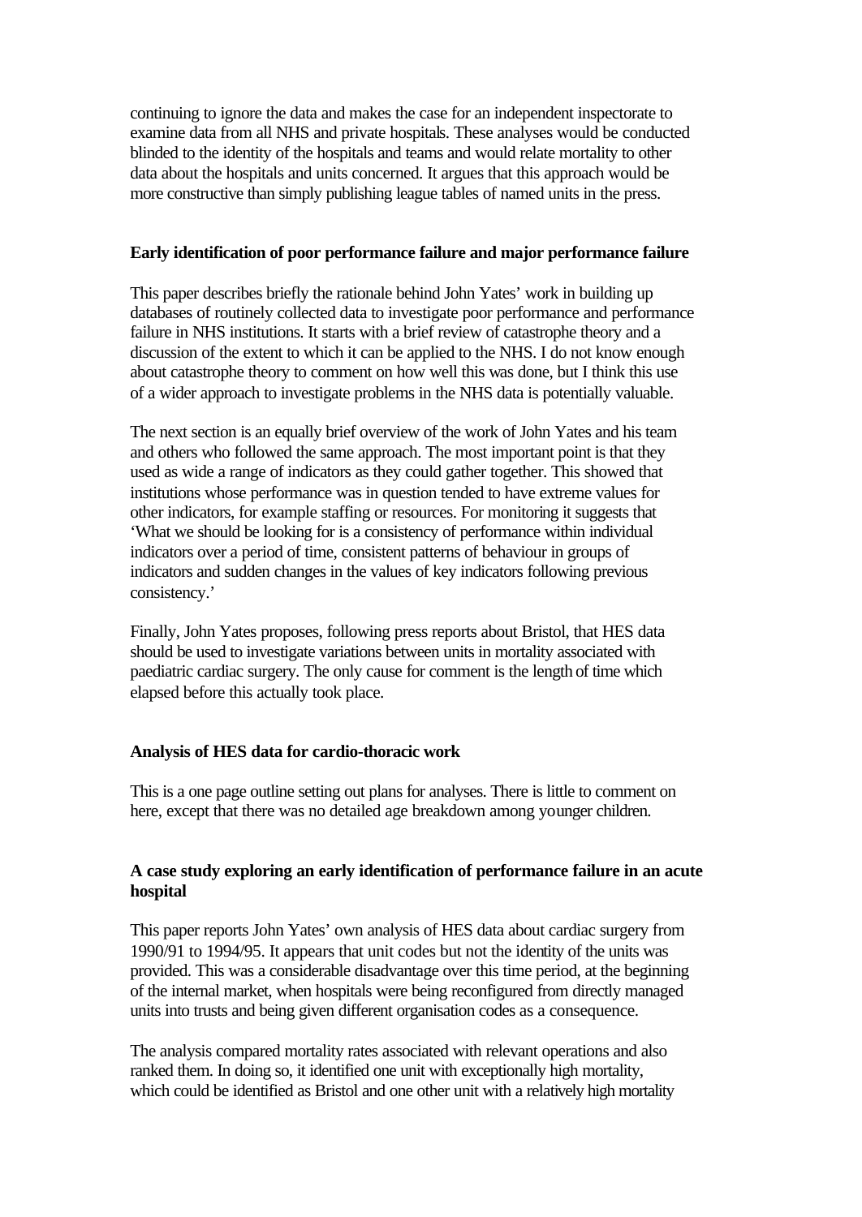continuing to ignore the data and makes the case for an independent inspectorate to examine data from all NHS and private hospitals. These analyses would be conducted blinded to the identity of the hospitals and teams and would relate mortality to other data about the hospitals and units concerned. It argues that this approach would be more constructive than simply publishing league tables of named units in the press.

**Early identification of poor performance failure and major performance failure**

This paper describes briefly the rationale behind John Yates' work in building up databases of routinely collected data to investigate poor performance and performance failure in NHS institutions. It starts with a brief review of catastrophe theory and a discussion of the extent to which it can be applied to the NHS. I do not know enough about catastrophe theory to comment on how well this was done, but I think this use of a wider approach to investigate problems in the NHS data is potentially valuable.

The next section is an equally brief overview of the work of John Yates and his team and others who followed the same approach. The most important point is that they used as wide a range of indicators as they could gather together. This showed that institutions whose performance was in question tended to have extreme values for other indicators, for example staffing or resources. For monitoring it suggests that 'What we should be looking for is a consistency of performance within individual indicators over a period of time, consistent patterns of behaviour in groups of indicators and sudden changes in the values of key indicators following previous consistency.'

Finally, John Yates proposes, following press reports about Bristol, that HES data should be used to investigate variations between units in mortality associated with paediatric cardiac surgery. The only cause for comment is the length of time which elapsed before this actually took place.

**Analysis of HES data for cardio-thoracic work**

This is a one page outline setting out plans for analyses. There is little to comment on here, except that there was no detailed age breakdown among younger children.

**A case study exploring an early identification of performance failure in an acute hospital**

This paper reports John Yates' own analysis of HES data about cardiac surgery from 1990/91 to 1994/95. It appears that unit codes but not the identity of the units was provided. This was a considerable disadvantage over this time period, at the beginning of the internal market, when hospitals were being reconfigured from directly managed units into trusts and being given different organisation codes as a consequence.

The analysis compared mortality rates associated with relevant operations and also ranked them. In doing so, it identified one unit with exceptionally high mortality, which could be identified as Bristol and one other unit with a relatively high mortality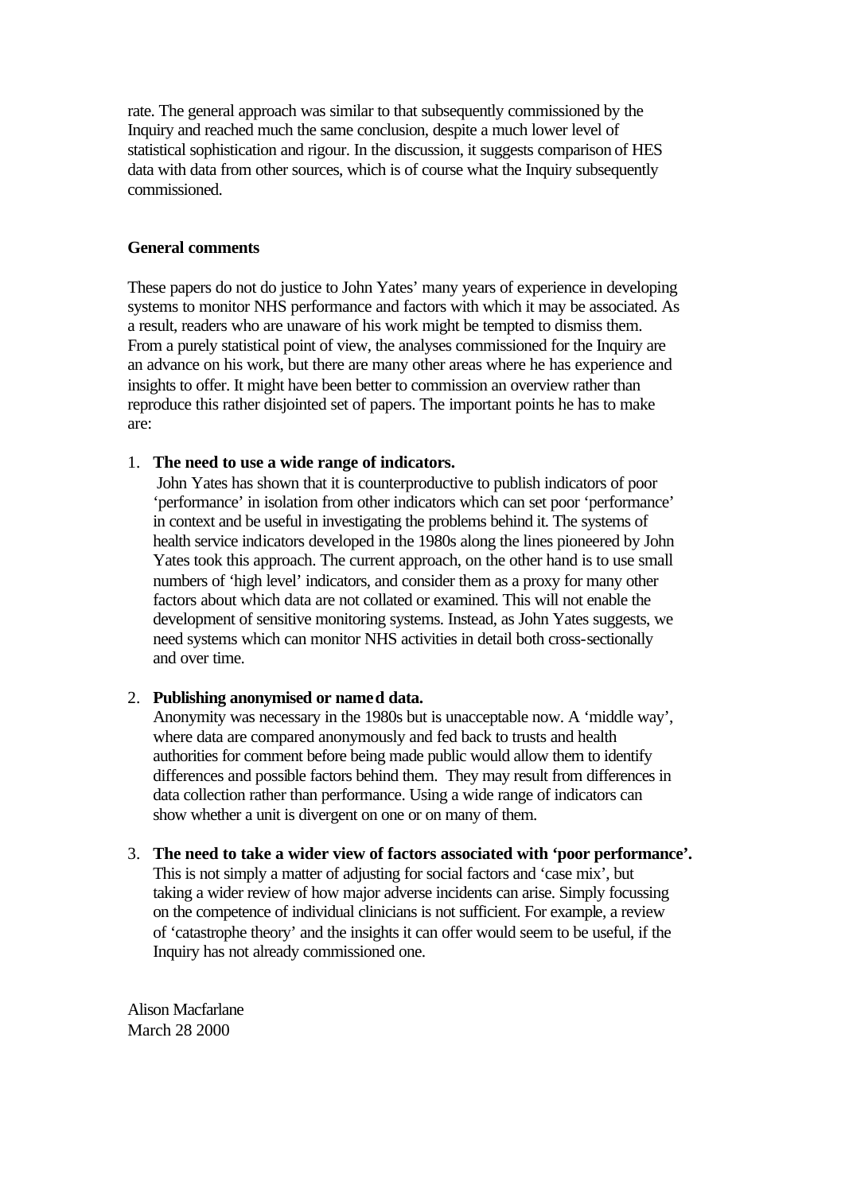rate. The general approach was similar to that subsequently commissioned by the Inquiry and reached much the same conclusion, despite a much lower level of statistical sophistication and rigour. In the discussion, it suggests comparison of HES data with data from other sources, which is of course what the Inquiry subsequently commissioned.

**General comments**

These papers do not do justice to John Yates' many years of experience in developing systems to monitor NHS performance and factors with which it may be associated. As a result, readers who are unaware of his work might be tempted to dismiss them. From a purely statistical point of view, the analyses commissioned for the Inquiry are an advance on his work, but there are many other areas where he has experience and insights to offer. It might have been better to commission an overview rather than reproduce this rather disjointed set of papers. The important points he has to make are:

1. **The need to use a wide range of indicators.**
   John Yates has shown that it is counterproductive to publish indicators of poor 'performance' in isolation from other indicators which can set poor 'performance' in context and be useful in investigating the problems behind it. The systems of health service indicators developed in the 1980s along the lines pioneered by John Yates took this approach. The current approach, on the other hand is to use small numbers of 'high level' indicators, and consider them as a proxy for many other factors about which data are not collated or examined. This will not enable the development of sensitive monitoring systems. Instead, as John Yates suggests, we need systems which can monitor NHS activities in detail both cross-sectionally and over time.

2. **Publishing anonymised or named data.**
   Anonymity was necessary in the 1980s but is unacceptable now. A 'middle way', where data are compared anonymously and fed back to trusts and health authorities for comment before being made public would allow them to identify differences and possible factors behind them. They may result from differences in data collection rather than performance. Using a wide range of indicators can show whether a unit is divergent on one or on many of them.

3. **The need to take a wider view of factors associated with 'poor performance'.**
   This is not simply a matter of adjusting for social factors and 'case mix', but taking a wider review of how major adverse incidents can arise. Simply focussing on the competence of individual clinicians is not sufficient. For example, a review of 'catastrophe theory' and the insights it can offer would seem to be useful, if the Inquiry has not already commissioned one.

Alison Macfarlane
March 28 2000